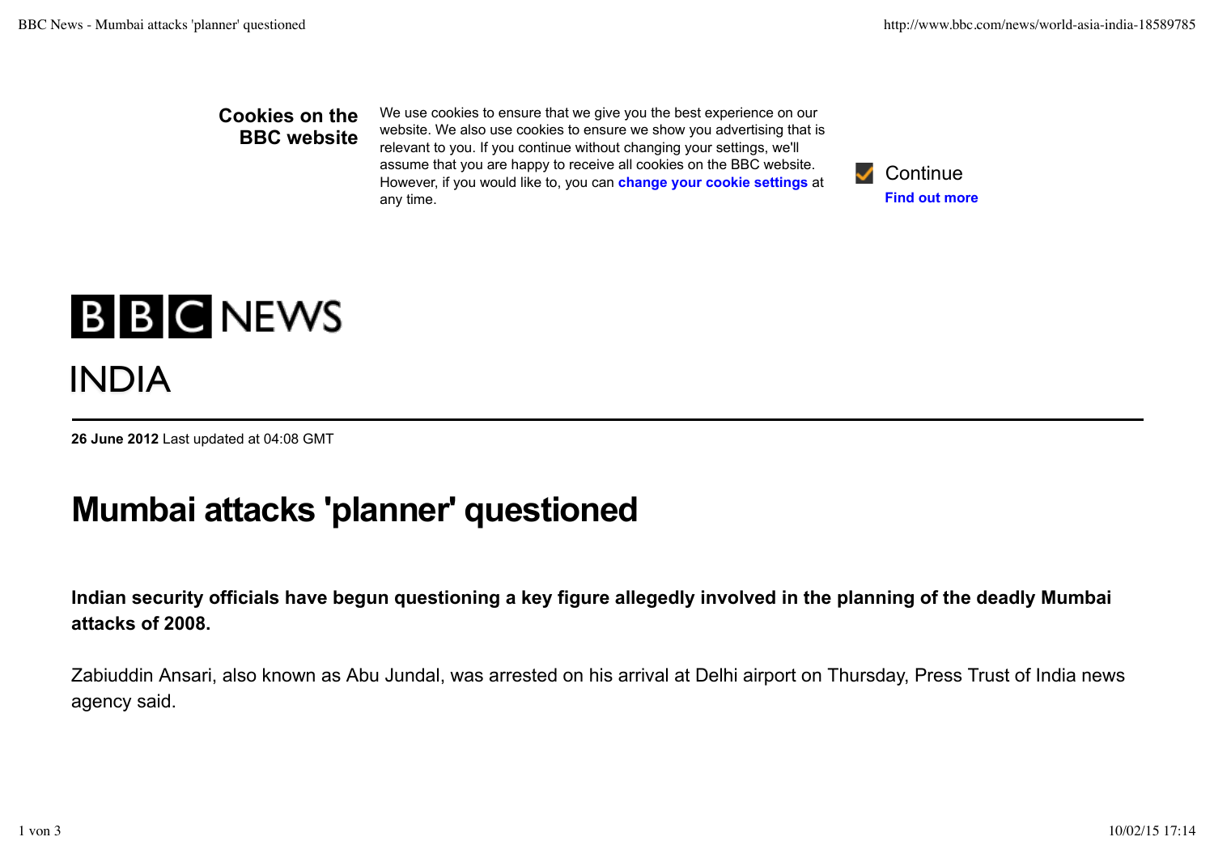**Cookies on the BBC website**

We use cookies to ensure that we give you the best experience on our website. We also use cookies to ensure we show you advertising that is relevant to you. If you continue without changing your settings, we'll assume that you are happy to receive all cookies on the BBC website. However, if you would like to, you can **change your cookie settings** at any time.

Continue

**Find out more**

BBC NEWS

INDIA

**26 June 2012** Last updated at 04:08 GMT

# Mumbai attacks 'planner' questioned

**Indian security officials have begun questioning a key figure allegedly involved in the planning of the deadly Mumbai attacks of 2008.**

Zabiuddin Ansari, also known as Abu Jundal, was arrested on his arrival at Delhi airport on Thursday, Press Trust of India news agency said.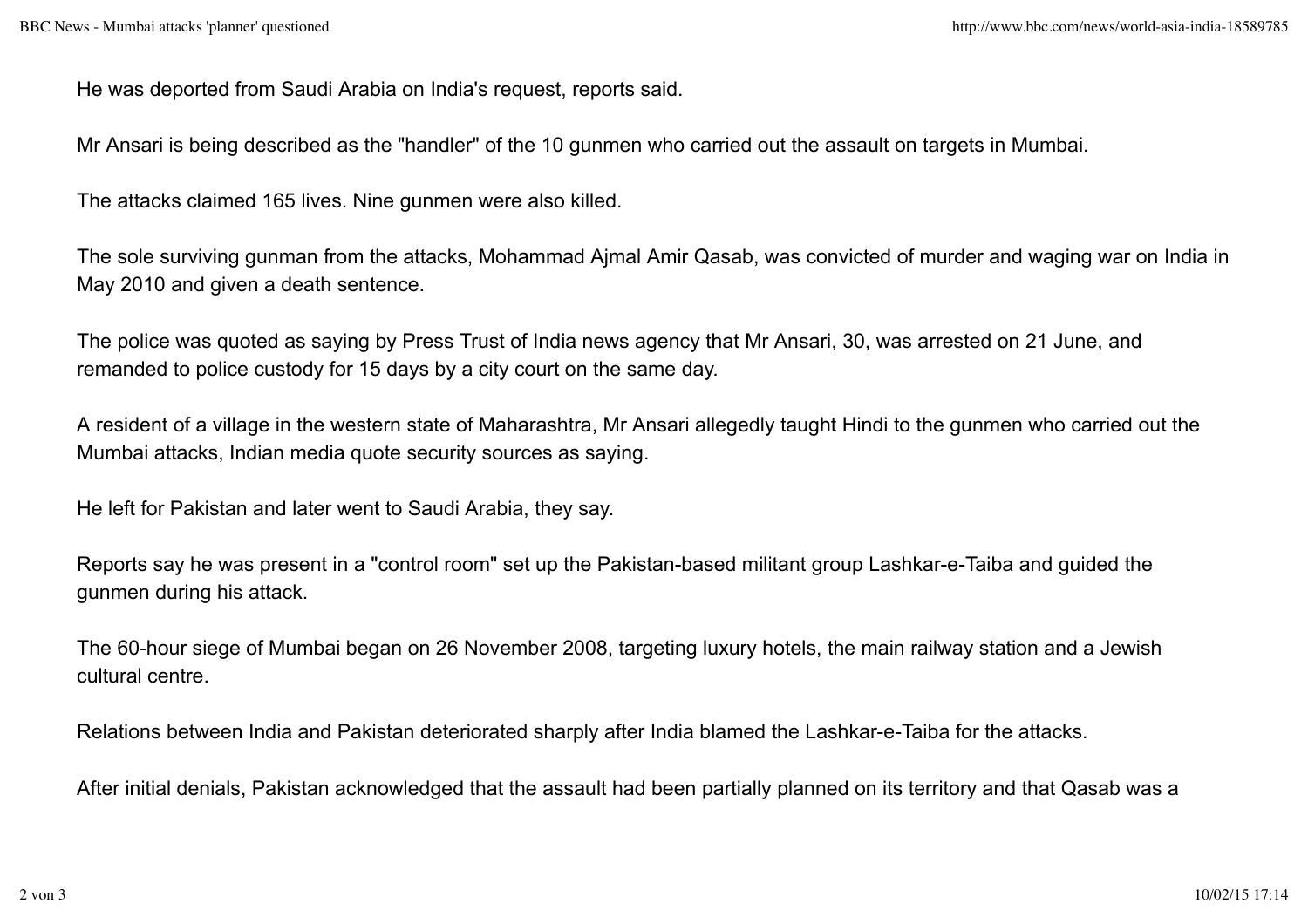He was deported from Saudi Arabia on India's request, reports said.

Mr Ansari is being described as the "handler" of the 10 gunmen who carried out the assault on targets in Mumbai.

The attacks claimed 165 lives. Nine gunmen were also killed.

The sole surviving gunman from the attacks, Mohammad Ajmal Amir Qasab, was convicted of murder and waging war on India in May 2010 and given a death sentence.

The police was quoted as saying by Press Trust of India news agency that Mr Ansari, 30, was arrested on 21 June, and remanded to police custody for 15 days by a city court on the same day.

A resident of a village in the western state of Maharashtra, Mr Ansari allegedly taught Hindi to the gunmen who carried out the Mumbai attacks, Indian media quote security sources as saying.

He left for Pakistan and later went to Saudi Arabia, they say.

Reports say he was present in a "control room" set up the Pakistan-based militant group Lashkar-e-Taiba and guided the gunmen during his attack.

The 60-hour siege of Mumbai began on 26 November 2008, targeting luxury hotels, the main railway station and a Jewish cultural centre.

Relations between India and Pakistan deteriorated sharply after India blamed the Lashkar-e-Taiba for the attacks.

After initial denials, Pakistan acknowledged that the assault had been partially planned on its territory and that Qasab was a